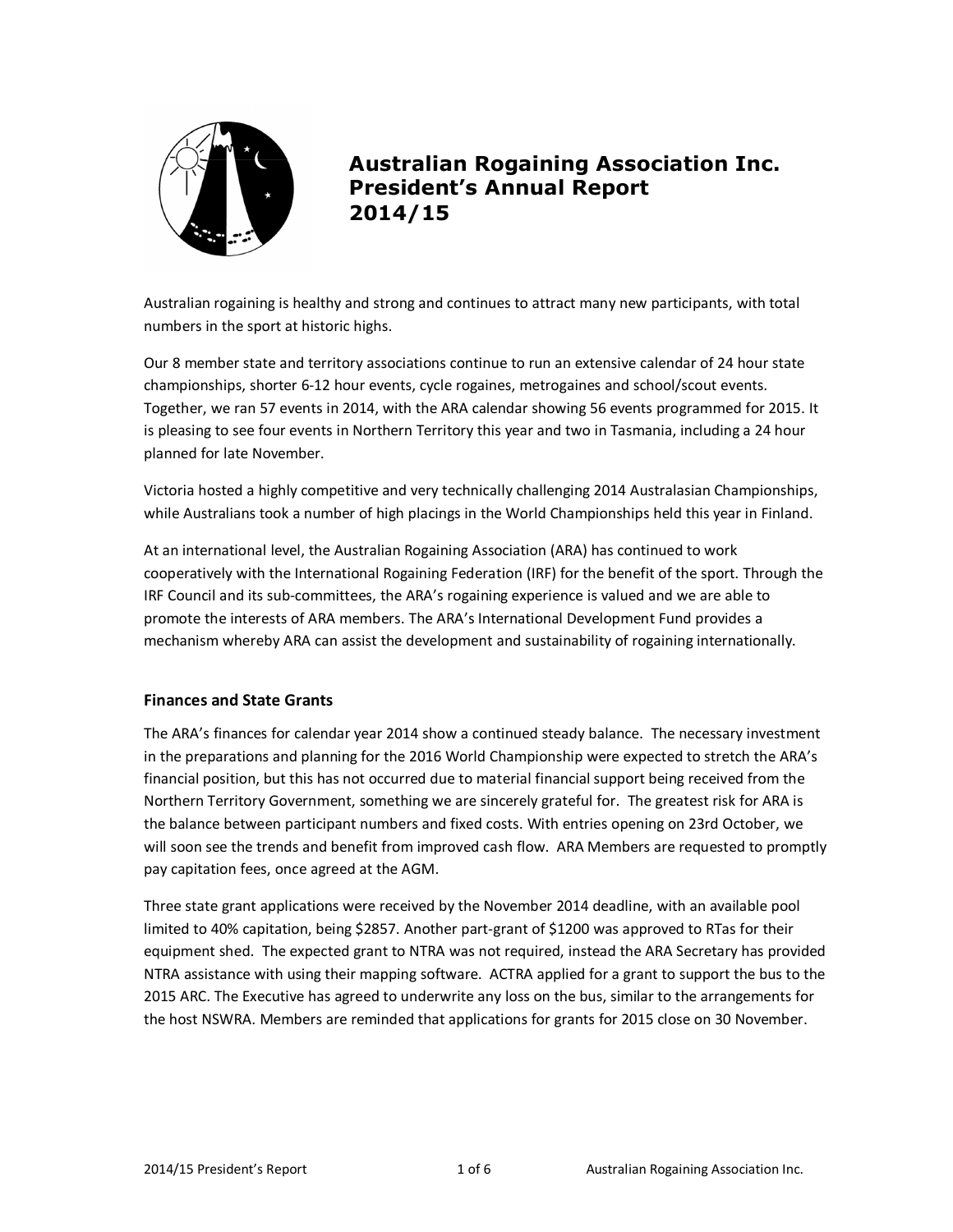# Australian Rogaining Association Inc.
# President's Annual Report
# 2014/15

Australian rogaining is healthy and strong and continues to attract many new participants, with total numbers in the sport at historic highs.

Our 8 member state and territory associations continue to run an extensive calendar of 24 hour state championships, shorter 6-12 hour events, cycle rogaines, metrogaines and school/scout events. Together, we ran 57 events in 2014, with the ARA calendar showing 56 events programmed for 2015. It is pleasing to see four events in Northern Territory this year and two in Tasmania, including a 24 hour planned for late November.

Victoria hosted a highly competitive and very technically challenging 2014 Australasian Championships, while Australians took a number of high placings in the World Championships held this year in Finland.

At an international level, the Australian Rogaining Association (ARA) has continued to work cooperatively with the International Rogaining Federation (IRF) for the benefit of the sport. Through the IRF Council and its sub-committees, the ARA's rogaining experience is valued and we are able to promote the interests of ARA members. The ARA's International Development Fund provides a mechanism whereby ARA can assist the development and sustainability of rogaining internationally.

## Finances and State Grants

The ARA's finances for calendar year 2014 show a continued steady balance. The necessary investment in the preparations and planning for the 2016 World Championship were expected to stretch the ARA's financial position, but this has not occurred due to material financial support being received from the Northern Territory Government, something we are sincerely grateful for. The greatest risk for ARA is the balance between participant numbers and fixed costs. With entries opening on 23rd October, we will soon see the trends and benefit from improved cash flow. ARA Members are requested to promptly pay capitation fees, once agreed at the AGM.

Three state grant applications were received by the November 2014 deadline, with an available pool limited to 40% capitation, being $2857. Another part-grant of $1200 was approved to RTas for their equipment shed. The expected grant to NTRA was not required, instead the ARA Secretary has provided NTRA assistance with using their mapping software. ACTRA applied for a grant to support the bus to the 2015 ARC. The Executive has agreed to underwrite any loss on the bus, similar to the arrangements for the host NSWRA. Members are reminded that applications for grants for 2015 close on 30 November.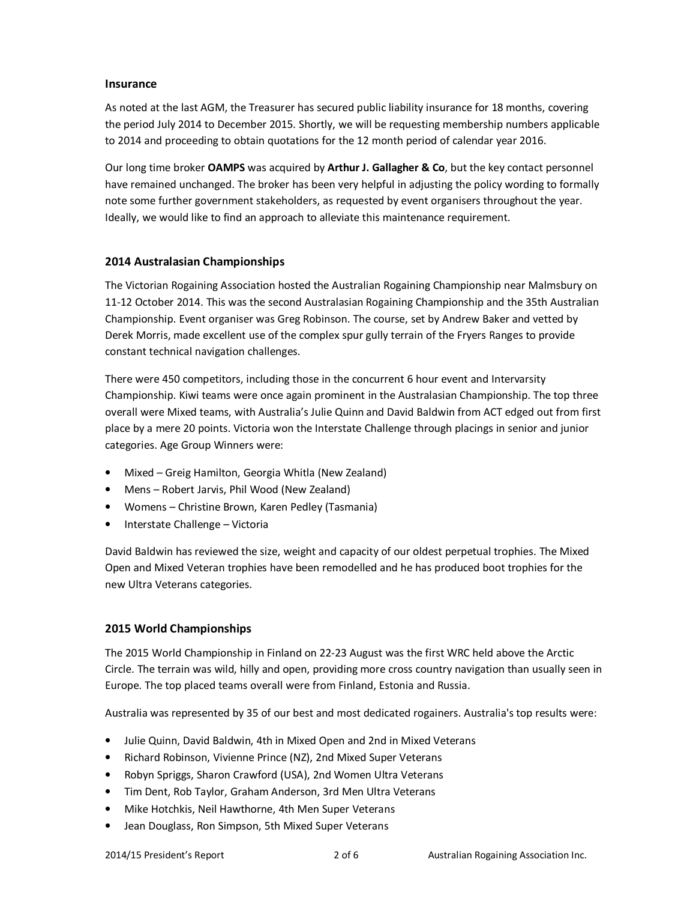## Insurance

As noted at the last AGM, the Treasurer has secured public liability insurance for 18 months, covering the period July 2014 to December 2015. Shortly, we will be requesting membership numbers applicable to 2014 and proceeding to obtain quotations for the 12 month period of calendar year 2016.

Our long time broker **OAMPS** was acquired by **Arthur J. Gallagher & Co**, but the key contact personnel have remained unchanged. The broker has been very helpful in adjusting the policy wording to formally note some further government stakeholders, as requested by event organisers throughout the year. Ideally, we would like to find an approach to alleviate this maintenance requirement.

## 2014 Australasian Championships

The Victorian Rogaining Association hosted the Australian Rogaining Championship near Malmsbury on 11-12 October 2014. This was the second Australasian Rogaining Championship and the 35th Australian Championship. Event organiser was Greg Robinson. The course, set by Andrew Baker and vetted by Derek Morris, made excellent use of the complex spur gully terrain of the Fryers Ranges to provide constant technical navigation challenges.

There were 450 competitors, including those in the concurrent 6 hour event and Intervarsity Championship. Kiwi teams were once again prominent in the Australasian Championship. The top three overall were Mixed teams, with Australia's Julie Quinn and David Baldwin from ACT edged out from first place by a mere 20 points. Victoria won the Interstate Challenge through placings in senior and junior categories. Age Group Winners were:

- Mixed – Greig Hamilton, Georgia Whitla (New Zealand)
- Mens – Robert Jarvis, Phil Wood (New Zealand)
- Womens – Christine Brown, Karen Pedley (Tasmania)
- Interstate Challenge – Victoria

David Baldwin has reviewed the size, weight and capacity of our oldest perpetual trophies. The Mixed Open and Mixed Veteran trophies have been remodelled and he has produced boot trophies for the new Ultra Veterans categories.

## 2015 World Championships

The 2015 World Championship in Finland on 22-23 August was the first WRC held above the Arctic Circle. The terrain was wild, hilly and open, providing more cross country navigation than usually seen in Europe. The top placed teams overall were from Finland, Estonia and Russia.

Australia was represented by 35 of our best and most dedicated rogainers. Australia's top results were:

- Julie Quinn, David Baldwin, 4th in Mixed Open and 2nd in Mixed Veterans
- Richard Robinson, Vivienne Prince (NZ), 2nd Mixed Super Veterans
- Robyn Spriggs, Sharon Crawford (USA), 2nd Women Ultra Veterans
- Tim Dent, Rob Taylor, Graham Anderson, 3rd Men Ultra Veterans
- Mike Hotchkis, Neil Hawthorne, 4th Men Super Veterans
- Jean Douglass, Ron Simpson, 5th Mixed Super Veterans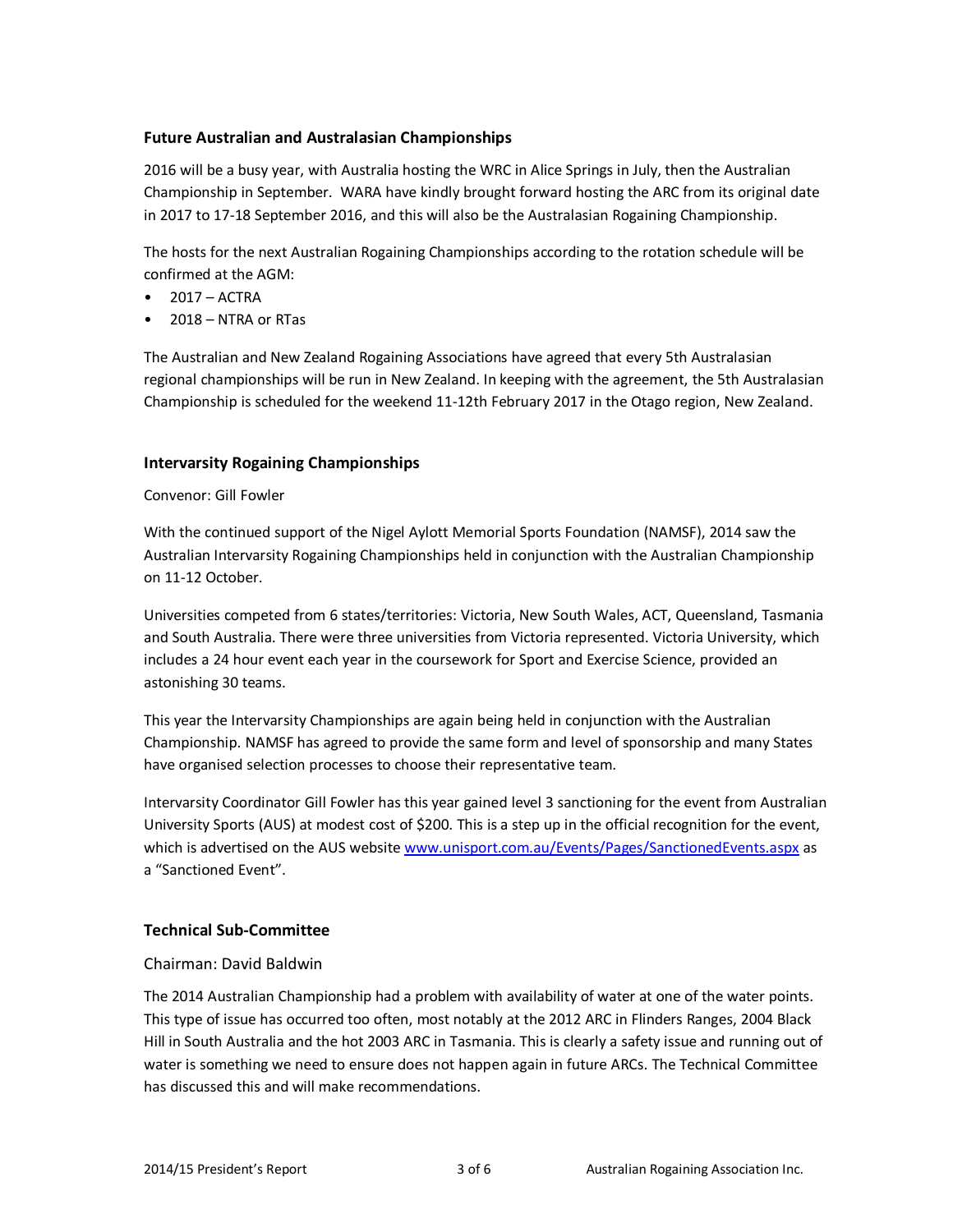## Future Australian and Australasian Championships

2016 will be a busy year, with Australia hosting the WRC in Alice Springs in July, then the Australian Championship in September. WARA have kindly brought forward hosting the ARC from its original date in 2017 to 17-18 September 2016, and this will also be the Australasian Rogaining Championship.

The hosts for the next Australian Rogaining Championships according to the rotation schedule will be confirmed at the AGM:

- 2017 – ACTRA
- 2018 – NTRA or RTas

The Australian and New Zealand Rogaining Associations have agreed that every 5th Australasian regional championships will be run in New Zealand. In keeping with the agreement, the 5th Australasian Championship is scheduled for the weekend 11-12th February 2017 in the Otago region, New Zealand.

## Intervarsity Rogaining Championships

Convenor: Gill Fowler

With the continued support of the Nigel Aylott Memorial Sports Foundation (NAMSF), 2014 saw the Australian Intervarsity Rogaining Championships held in conjunction with the Australian Championship on 11-12 October.

Universities competed from 6 states/territories: Victoria, New South Wales, ACT, Queensland, Tasmania and South Australia. There were three universities from Victoria represented. Victoria University, which includes a 24 hour event each year in the coursework for Sport and Exercise Science, provided an astonishing 30 teams.

This year the Intervarsity Championships are again being held in conjunction with the Australian Championship. NAMSF has agreed to provide the same form and level of sponsorship and many States have organised selection processes to choose their representative team.

Intervarsity Coordinator Gill Fowler has this year gained level 3 sanctioning for the event from Australian University Sports (AUS) at modest cost of $200. This is a step up in the official recognition for the event, which is advertised on the AUS website www.unisport.com.au/Events/Pages/SanctionedEvents.aspx as a "Sanctioned Event".

## Technical Sub-Committee

Chairman: David Baldwin

The 2014 Australian Championship had a problem with availability of water at one of the water points. This type of issue has occurred too often, most notably at the 2012 ARC in Flinders Ranges, 2004 Black Hill in South Australia and the hot 2003 ARC in Tasmania. This is clearly a safety issue and running out of water is something we need to ensure does not happen again in future ARCs. The Technical Committee has discussed this and will make recommendations.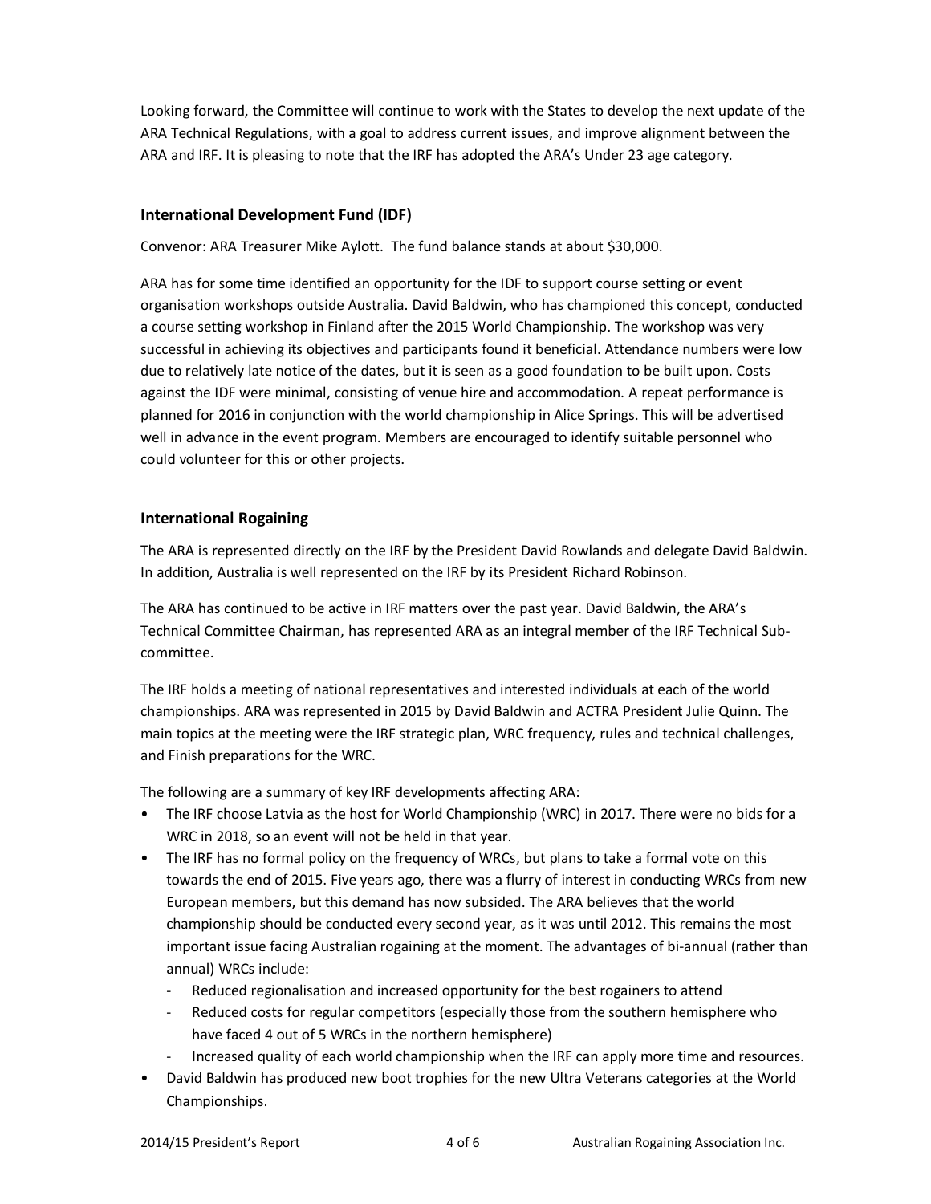Looking forward, the Committee will continue to work with the States to develop the next update of the ARA Technical Regulations, with a goal to address current issues, and improve alignment between the ARA and IRF. It is pleasing to note that the IRF has adopted the ARA's Under 23 age category.

### International Development Fund (IDF)

Convenor: ARA Treasurer Mike Aylott. The fund balance stands at about $30,000.

ARA has for some time identified an opportunity for the IDF to support course setting or event organisation workshops outside Australia. David Baldwin, who has championed this concept, conducted a course setting workshop in Finland after the 2015 World Championship. The workshop was very successful in achieving its objectives and participants found it beneficial. Attendance numbers were low due to relatively late notice of the dates, but it is seen as a good foundation to be built upon. Costs against the IDF were minimal, consisting of venue hire and accommodation. A repeat performance is planned for 2016 in conjunction with the world championship in Alice Springs. This will be advertised well in advance in the event program. Members are encouraged to identify suitable personnel who could volunteer for this or other projects.

### International Rogaining

The ARA is represented directly on the IRF by the President David Rowlands and delegate David Baldwin. In addition, Australia is well represented on the IRF by its President Richard Robinson.

The ARA has continued to be active in IRF matters over the past year. David Baldwin, the ARA's Technical Committee Chairman, has represented ARA as an integral member of the IRF Technical Sub-committee.

The IRF holds a meeting of national representatives and interested individuals at each of the world championships. ARA was represented in 2015 by David Baldwin and ACTRA President Julie Quinn. The main topics at the meeting were the IRF strategic plan, WRC frequency, rules and technical challenges, and Finish preparations for the WRC.

The following are a summary of key IRF developments affecting ARA:

- The IRF choose Latvia as the host for World Championship (WRC) in 2017. There were no bids for a WRC in 2018, so an event will not be held in that year.
- The IRF has no formal policy on the frequency of WRCs, but plans to take a formal vote on this towards the end of 2015. Five years ago, there was a flurry of interest in conducting WRCs from new European members, but this demand has now subsided. The ARA believes that the world championship should be conducted every second year, as it was until 2012. This remains the most important issue facing Australian rogaining at the moment. The advantages of bi-annual (rather than annual) WRCs include:
  - Reduced regionalisation and increased opportunity for the best rogainers to attend
  - Reduced costs for regular competitors (especially those from the southern hemisphere who have faced 4 out of 5 WRCs in the northern hemisphere)
  - Increased quality of each world championship when the IRF can apply more time and resources.
- David Baldwin has produced new boot trophies for the new Ultra Veterans categories at the World Championships.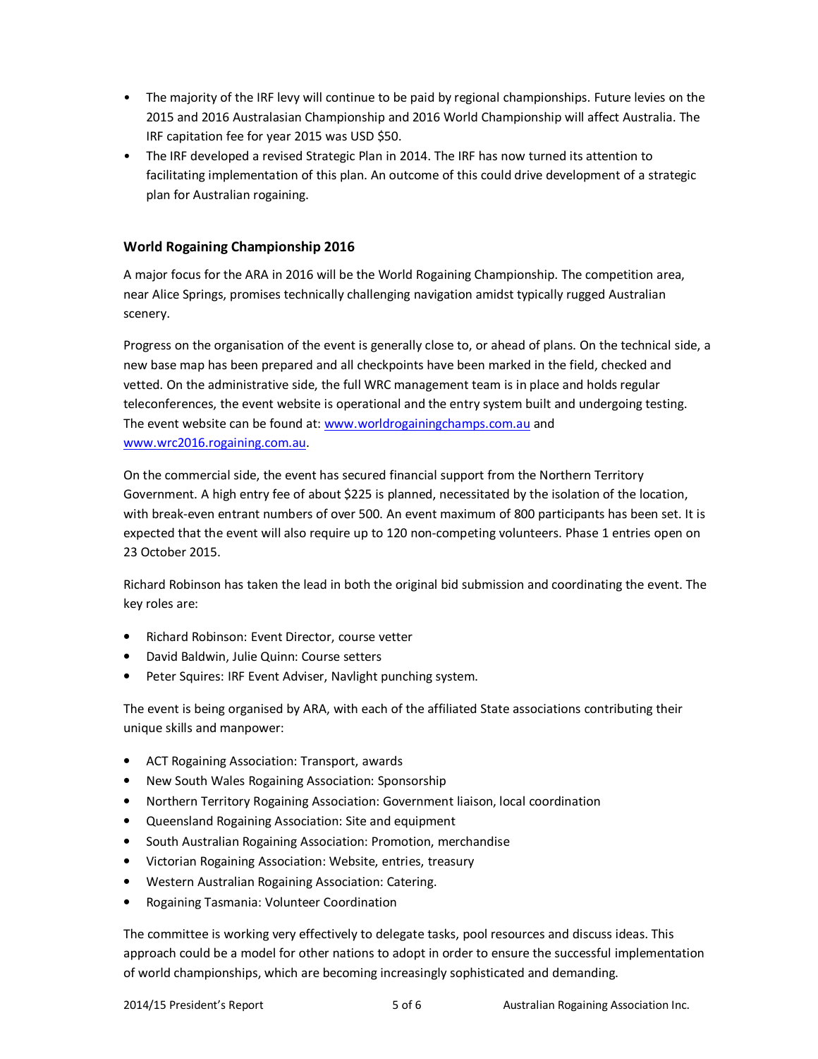- The majority of the IRF levy will continue to be paid by regional championships. Future levies on the 2015 and 2016 Australasian Championship and 2016 World Championship will affect Australia. The IRF capitation fee for year 2015 was USD $50.
- The IRF developed a revised Strategic Plan in 2014. The IRF has now turned its attention to facilitating implementation of this plan. An outcome of this could drive development of a strategic plan for Australian rogaining.

### World Rogaining Championship 2016

A major focus for the ARA in 2016 will be the World Rogaining Championship. The competition area, near Alice Springs, promises technically challenging navigation amidst typically rugged Australian scenery.

Progress on the organisation of the event is generally close to, or ahead of plans. On the technical side, a new base map has been prepared and all checkpoints have been marked in the field, checked and vetted. On the administrative side, the full WRC management team is in place and holds regular teleconferences, the event website is operational and the entry system built and undergoing testing. The event website can be found at: www.worldrogainingchamps.com.au and www.wrc2016.rogaining.com.au.

On the commercial side, the event has secured financial support from the Northern Territory Government. A high entry fee of about $225 is planned, necessitated by the isolation of the location, with break-even entrant numbers of over 500. An event maximum of 800 participants has been set. It is expected that the event will also require up to 120 non-competing volunteers. Phase 1 entries open on 23 October 2015.

Richard Robinson has taken the lead in both the original bid submission and coordinating the event. The key roles are:

- Richard Robinson: Event Director, course vetter
- David Baldwin, Julie Quinn: Course setters
- Peter Squires: IRF Event Adviser, Navlight punching system.

The event is being organised by ARA, with each of the affiliated State associations contributing their unique skills and manpower:

- ACT Rogaining Association: Transport, awards
- New South Wales Rogaining Association: Sponsorship
- Northern Territory Rogaining Association: Government liaison, local coordination
- Queensland Rogaining Association: Site and equipment
- South Australian Rogaining Association: Promotion, merchandise
- Victorian Rogaining Association: Website, entries, treasury
- Western Australian Rogaining Association: Catering.
- Rogaining Tasmania: Volunteer Coordination

The committee is working very effectively to delegate tasks, pool resources and discuss ideas. This approach could be a model for other nations to adopt in order to ensure the successful implementation of world championships, which are becoming increasingly sophisticated and demanding.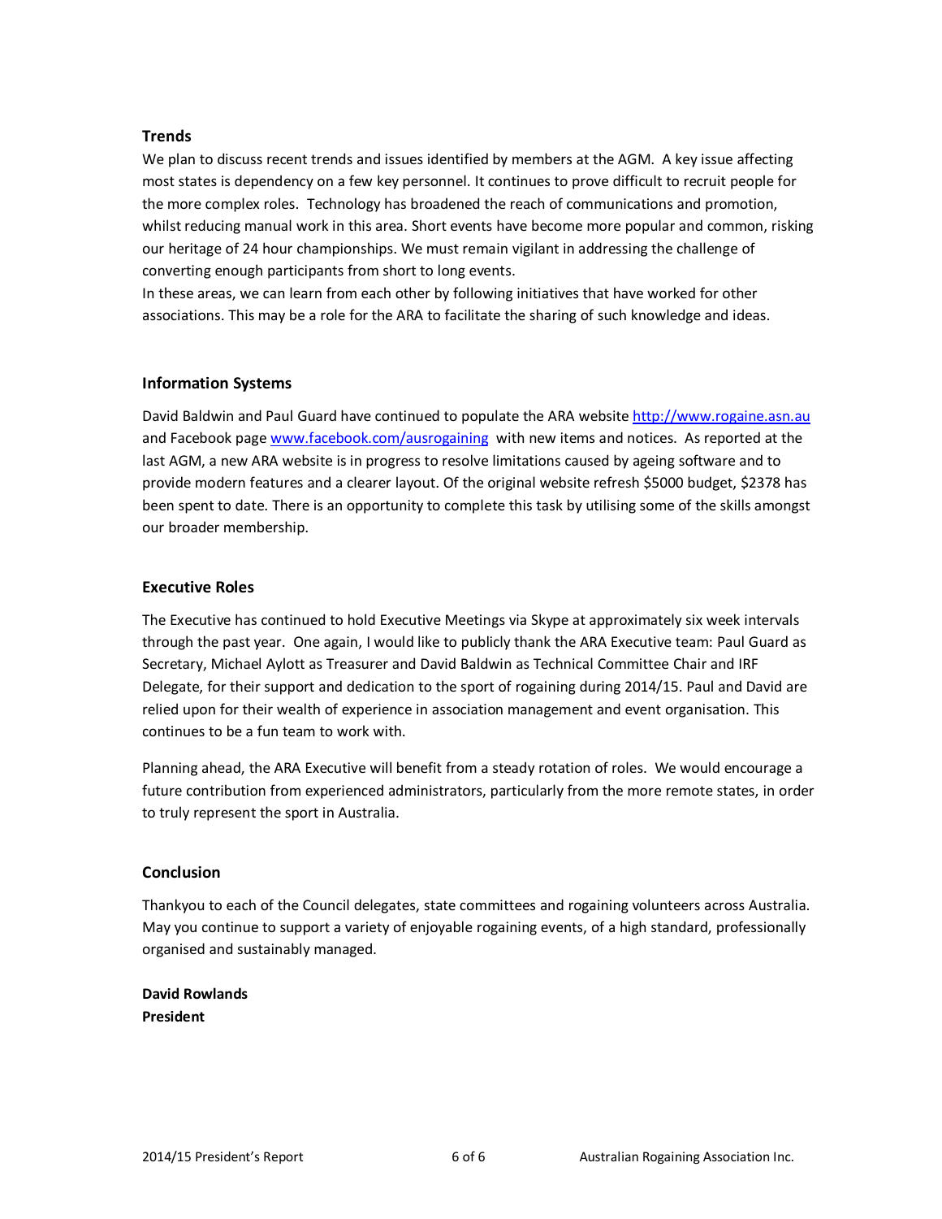## Trends

We plan to discuss recent trends and issues identified by members at the AGM. A key issue affecting most states is dependency on a few key personnel. It continues to prove difficult to recruit people for the more complex roles. Technology has broadened the reach of communications and promotion, whilst reducing manual work in this area. Short events have become more popular and common, risking our heritage of 24 hour championships. We must remain vigilant in addressing the challenge of converting enough participants from short to long events.

In these areas, we can learn from each other by following initiatives that have worked for other associations. This may be a role for the ARA to facilitate the sharing of such knowledge and ideas.

## Information Systems

David Baldwin and Paul Guard have continued to populate the ARA website [http://www.rogaine.asn.au](http://www.rogaine.asn.au) and Facebook page [www.facebook.com/ausrogaining](http://www.facebook.com/ausrogaining) with new items and notices. As reported at the last AGM, a new ARA website is in progress to resolve limitations caused by ageing software and to provide modern features and a clearer layout. Of the original website refresh $5000 budget, $2378 has been spent to date. There is an opportunity to complete this task by utilising some of the skills amongst our broader membership.

## Executive Roles

The Executive has continued to hold Executive Meetings via Skype at approximately six week intervals through the past year. One again, I would like to publicly thank the ARA Executive team: Paul Guard as Secretary, Michael Aylott as Treasurer and David Baldwin as Technical Committee Chair and IRF Delegate, for their support and dedication to the sport of rogaining during 2014/15. Paul and David are relied upon for their wealth of experience in association management and event organisation. This continues to be a fun team to work with.

Planning ahead, the ARA Executive will benefit from a steady rotation of roles. We would encourage a future contribution from experienced administrators, particularly from the more remote states, in order to truly represent the sport in Australia.

## Conclusion

Thankyou to each of the Council delegates, state committees and rogaining volunteers across Australia. May you continue to support a variety of enjoyable rogaining events, of a high standard, professionally organised and sustainably managed.

**David Rowlands**
**President**